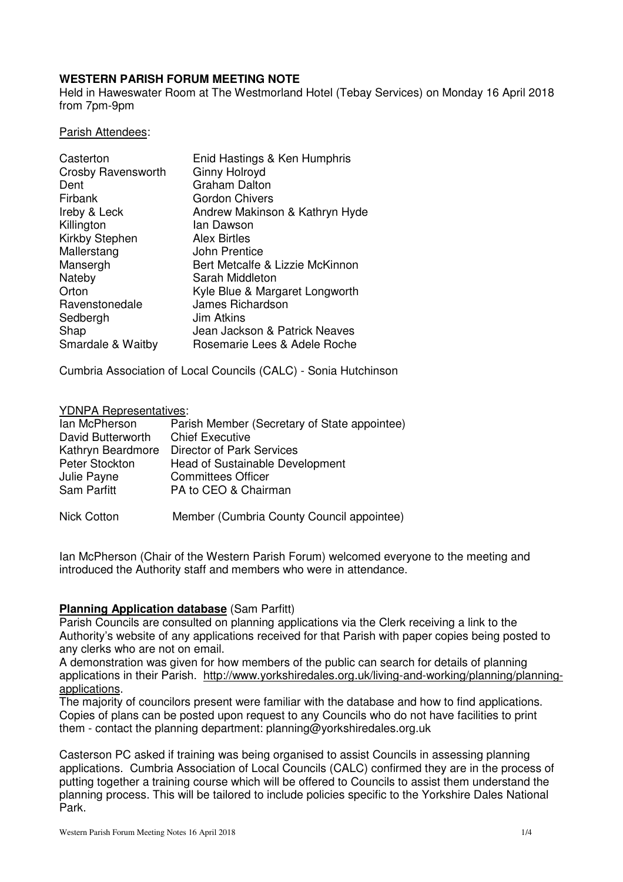**WESTERN PARISH FORUM MEETING NOTE**

Held in Haweswater Room at The Westmorland Hotel (Tebay Services) on Monday 16 April 2018 from 7pm-9pm

Parish Attendees:

| | |
|---|---|
| Casterton | Enid Hastings & Ken Humphris |
| Crosby Ravensworth | Ginny Holroyd |
| Dent | Graham Dalton |
| Firbank | Gordon Chivers |
| Ireby & Leck | Andrew Makinson & Kathryn Hyde |
| Killington | Ian Dawson |
| Kirkby Stephen | Alex Birtles |
| Mallerstang | John Prentice |
| Mansergh | Bert Metcalfe & Lizzie McKinnon |
| Nateby | Sarah Middleton |
| Orton | Kyle Blue & Margaret Longworth |
| Ravenstonedale | James Richardson |
| Sedbergh | Jim Atkins |
| Shap | Jean Jackson & Patrick Neaves |
| Smardale & Waitby | Rosemarie Lees & Adele Roche |

Cumbria Association of Local Councils (CALC) - Sonia Hutchinson

YDNPA Representatives:

| | |
|---|---|
| Ian McPherson | Parish Member (Secretary of State appointee) |
| David Butterworth | Chief Executive |
| Kathryn Beardmore | Director of Park Services |
| Peter Stockton | Head of Sustainable Development |
| Julie Payne | Committees Officer |
| Sam Parfitt | PA to CEO & Chairman |
| | |
| Nick Cotton | Member (Cumbria County Council appointee) |

Ian McPherson (Chair of the Western Parish Forum) welcomed everyone to the meeting and introduced the Authority staff and members who were in attendance.

**Planning Application database** (Sam Parfitt)

Parish Councils are consulted on planning applications via the Clerk receiving a link to the Authority's website of any applications received for that Parish with paper copies being posted to any clerks who are not on email.

A demonstration was given for how members of the public can search for details of planning applications in their Parish. http://www.yorkshiredales.org.uk/living-and-working/planning/planning-applications.

The majority of councilors present were familiar with the database and how to find applications. Copies of plans can be posted upon request to any Councils who do not have facilities to print them - contact the planning department: planning@yorkshiredales.org.uk

Casterson PC asked if training was being organised to assist Councils in assessing planning applications. Cumbria Association of Local Councils (CALC) confirmed they are in the process of putting together a training course which will be offered to Councils to assist them understand the planning process. This will be tailored to include policies specific to the Yorkshire Dales National Park.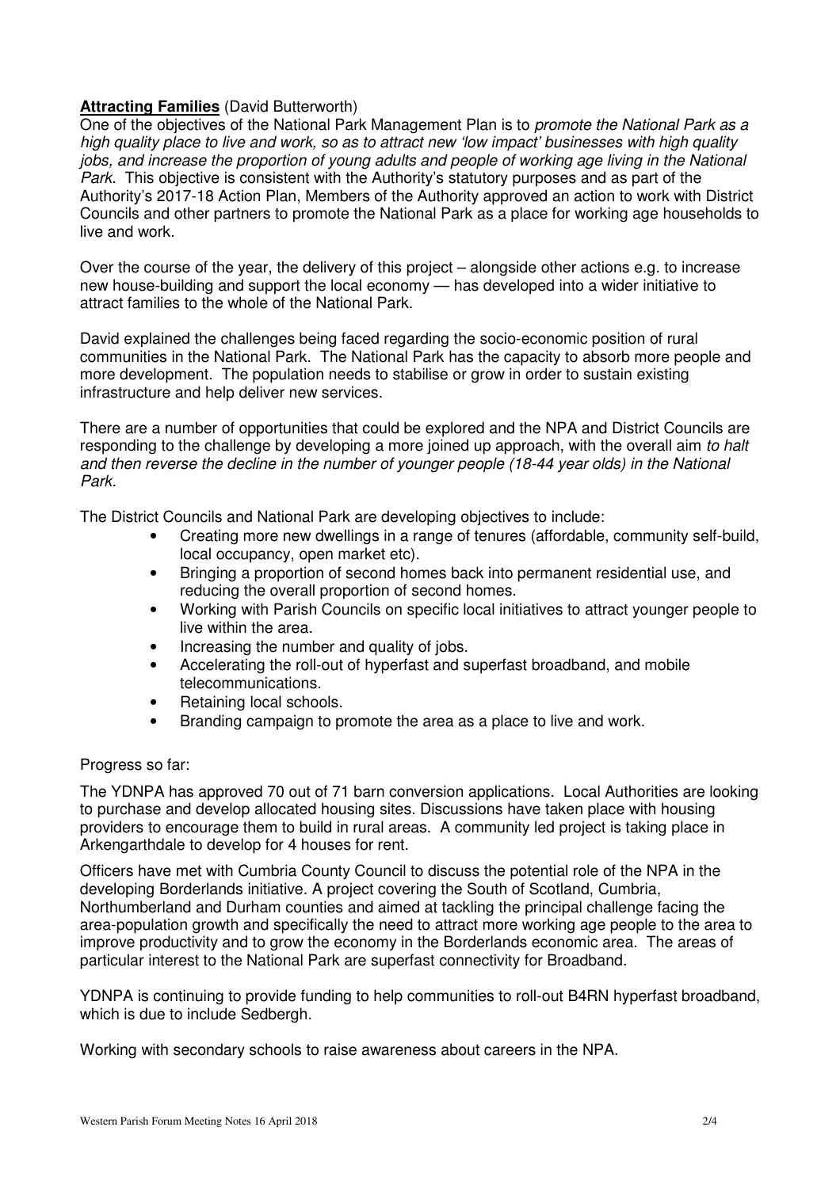**Attracting Families** (David Butterworth)

One of the objectives of the National Park Management Plan is to *promote the National Park as a high quality place to live and work, so as to attract new 'low impact' businesses with high quality jobs, and increase the proportion of young adults and people of working age living in the National Park*. This objective is consistent with the Authority's statutory purposes and as part of the Authority's 2017-18 Action Plan, Members of the Authority approved an action to work with District Councils and other partners to promote the National Park as a place for working age households to live and work.

Over the course of the year, the delivery of this project – alongside other actions e.g. to increase new house-building and support the local economy — has developed into a wider initiative to attract families to the whole of the National Park.

David explained the challenges being faced regarding the socio-economic position of rural communities in the National Park. The National Park has the capacity to absorb more people and more development. The population needs to stabilise or grow in order to sustain existing infrastructure and help deliver new services.

There are a number of opportunities that could be explored and the NPA and District Councils are responding to the challenge by developing a more joined up approach, with the overall aim *to halt and then reverse the decline in the number of younger people (18-44 year olds) in the National Park.*

The District Councils and National Park are developing objectives to include:

- Creating more new dwellings in a range of tenures (affordable, community self-build, local occupancy, open market etc).
- Bringing a proportion of second homes back into permanent residential use, and reducing the overall proportion of second homes.
- Working with Parish Councils on specific local initiatives to attract younger people to live within the area.
- Increasing the number and quality of jobs.
- Accelerating the roll-out of hyperfast and superfast broadband, and mobile telecommunications.
- Retaining local schools.
- Branding campaign to promote the area as a place to live and work.

Progress so far:

The YDNPA has approved 70 out of 71 barn conversion applications. Local Authorities are looking to purchase and develop allocated housing sites. Discussions have taken place with housing providers to encourage them to build in rural areas. A community led project is taking place in Arkengarthdale to develop for 4 houses for rent.

Officers have met with Cumbria County Council to discuss the potential role of the NPA in the developing Borderlands initiative. A project covering the South of Scotland, Cumbria, Northumberland and Durham counties and aimed at tackling the principal challenge facing the area-population growth and specifically the need to attract more working age people to the area to improve productivity and to grow the economy in the Borderlands economic area. The areas of particular interest to the National Park are superfast connectivity for Broadband.

YDNPA is continuing to provide funding to help communities to roll-out B4RN hyperfast broadband, which is due to include Sedbergh.

Working with secondary schools to raise awareness about careers in the NPA.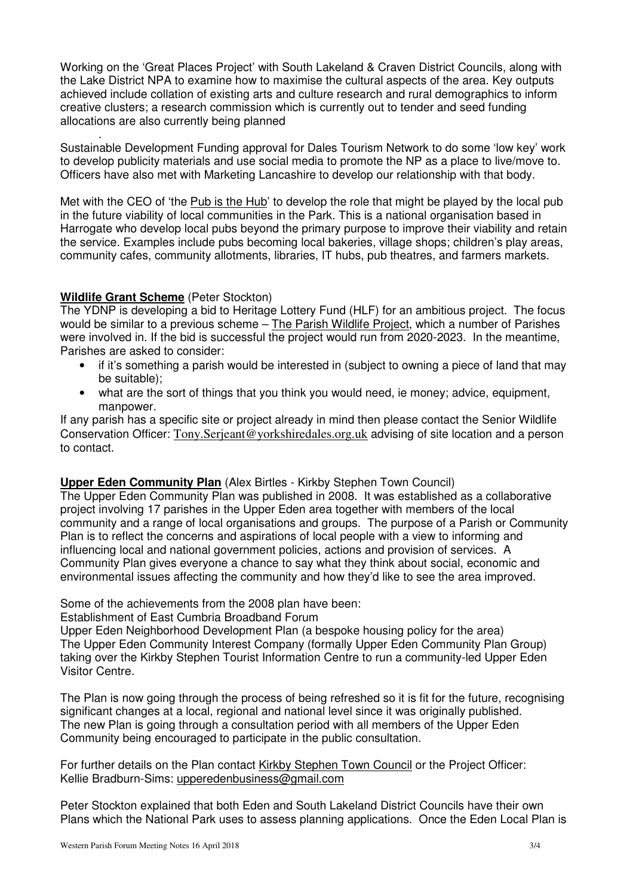Working on the 'Great Places Project' with South Lakeland & Craven District Councils, along with the Lake District NPA to examine how to maximise the cultural aspects of the area. Key outputs achieved include collation of existing arts and culture research and rural demographics to inform creative clusters; a research commission which is currently out to tender and seed funding allocations are also currently being planned

.

Sustainable Development Funding approval for Dales Tourism Network to do some 'low key' work to develop publicity materials and use social media to promote the NP as a place to live/move to. Officers have also met with Marketing Lancashire to develop our relationship with that body.

Met with the CEO of 'the Pub is the Hub' to develop the role that might be played by the local pub in the future viability of local communities in the Park. This is a national organisation based in Harrogate who develop local pubs beyond the primary purpose to improve their viability and retain the service. Examples include pubs becoming local bakeries, village shops; children's play areas, community cafes, community allotments, libraries, IT hubs, pub theatres, and farmers markets.

**Wildlife Grant Scheme** (Peter Stockton)

The YDNP is developing a bid to Heritage Lottery Fund (HLF) for an ambitious project. The focus would be similar to a previous scheme – The Parish Wildlife Project, which a number of Parishes were involved in. If the bid is successful the project would run from 2020-2023. In the meantime, Parishes are asked to consider:

- if it's something a parish would be interested in (subject to owning a piece of land that may be suitable);
- what are the sort of things that you think you would need, ie money; advice, equipment, manpower.

If any parish has a specific site or project already in mind then please contact the Senior Wildlife Conservation Officer: Tony.Serjeant@yorkshiredales.org.uk advising of site location and a person to contact.

**Upper Eden Community Plan** (Alex Birtles - Kirkby Stephen Town Council)

The Upper Eden Community Plan was published in 2008. It was established as a collaborative project involving 17 parishes in the Upper Eden area together with members of the local community and a range of local organisations and groups. The purpose of a Parish or Community Plan is to reflect the concerns and aspirations of local people with a view to informing and influencing local and national government policies, actions and provision of services. A Community Plan gives everyone a chance to say what they think about social, economic and environmental issues affecting the community and how they'd like to see the area improved.

Some of the achievements from the 2008 plan have been:

Establishment of East Cumbria Broadband Forum

Upper Eden Neighborhood Development Plan (a bespoke housing policy for the area)

The Upper Eden Community Interest Company (formally Upper Eden Community Plan Group) taking over the Kirkby Stephen Tourist Information Centre to run a community-led Upper Eden Visitor Centre.

The Plan is now going through the process of being refreshed so it is fit for the future, recognising significant changes at a local, regional and national level since it was originally published. The new Plan is going through a consultation period with all members of the Upper Eden Community being encouraged to participate in the public consultation.

For further details on the Plan contact Kirkby Stephen Town Council or the Project Officer: Kellie Bradburn-Sims: upperedenbusiness@gmail.com

Peter Stockton explained that both Eden and South Lakeland District Councils have their own Plans which the National Park uses to assess planning applications. Once the Eden Local Plan is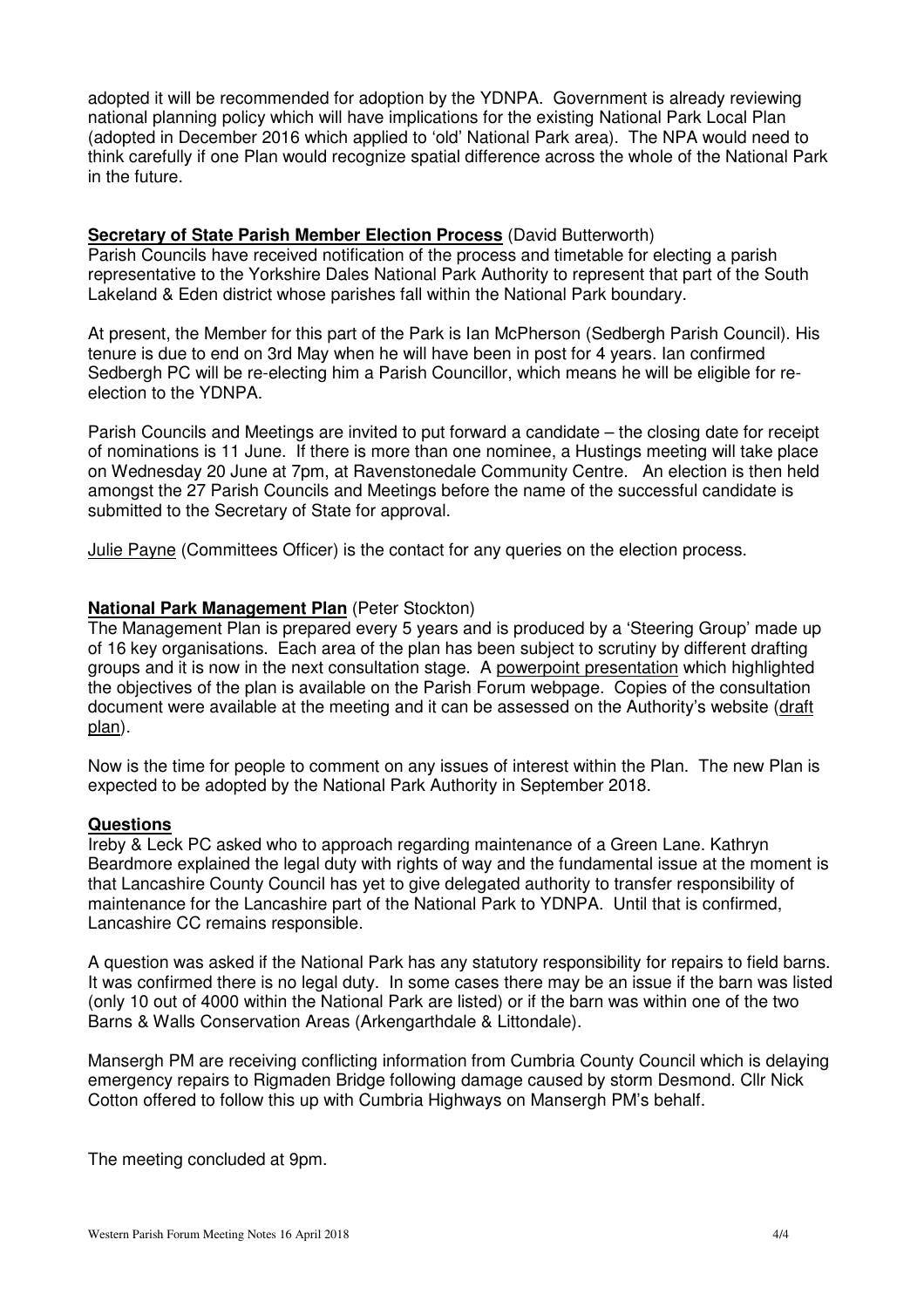adopted it will be recommended for adoption by the YDNPA. Government is already reviewing national planning policy which will have implications for the existing National Park Local Plan (adopted in December 2016 which applied to 'old' National Park area). The NPA would need to think carefully if one Plan would recognize spatial difference across the whole of the National Park in the future.

**Secretary of State Parish Member Election Process** (David Butterworth)

Parish Councils have received notification of the process and timetable for electing a parish representative to the Yorkshire Dales National Park Authority to represent that part of the South Lakeland & Eden district whose parishes fall within the National Park boundary.

At present, the Member for this part of the Park is Ian McPherson (Sedbergh Parish Council). His tenure is due to end on 3rd May when he will have been in post for 4 years. Ian confirmed Sedbergh PC will be re-electing him a Parish Councillor, which means he will be eligible for re-election to the YDNPA.

Parish Councils and Meetings are invited to put forward a candidate – the closing date for receipt of nominations is 11 June. If there is more than one nominee, a Hustings meeting will take place on Wednesday 20 June at 7pm, at Ravenstonedale Community Centre. An election is then held amongst the 27 Parish Councils and Meetings before the name of the successful candidate is submitted to the Secretary of State for approval.

Julie Payne (Committees Officer) is the contact for any queries on the election process.

**National Park Management Plan** (Peter Stockton)

The Management Plan is prepared every 5 years and is produced by a 'Steering Group' made up of 16 key organisations. Each area of the plan has been subject to scrutiny by different drafting groups and it is now in the next consultation stage. A powerpoint presentation which highlighted the objectives of the plan is available on the Parish Forum webpage. Copies of the consultation document were available at the meeting and it can be assessed on the Authority's website (draft plan).

Now is the time for people to comment on any issues of interest within the Plan. The new Plan is expected to be adopted by the National Park Authority in September 2018.

**Questions**

Ireby & Leck PC asked who to approach regarding maintenance of a Green Lane. Kathryn Beardmore explained the legal duty with rights of way and the fundamental issue at the moment is that Lancashire County Council has yet to give delegated authority to transfer responsibility of maintenance for the Lancashire part of the National Park to YDNPA. Until that is confirmed, Lancashire CC remains responsible.

A question was asked if the National Park has any statutory responsibility for repairs to field barns. It was confirmed there is no legal duty. In some cases there may be an issue if the barn was listed (only 10 out of 4000 within the National Park are listed) or if the barn was within one of the two Barns & Walls Conservation Areas (Arkengarthdale & Littondale).

Mansergh PM are receiving conflicting information from Cumbria County Council which is delaying emergency repairs to Rigmaden Bridge following damage caused by storm Desmond. Cllr Nick Cotton offered to follow this up with Cumbria Highways on Mansergh PM's behalf.

The meeting concluded at 9pm.